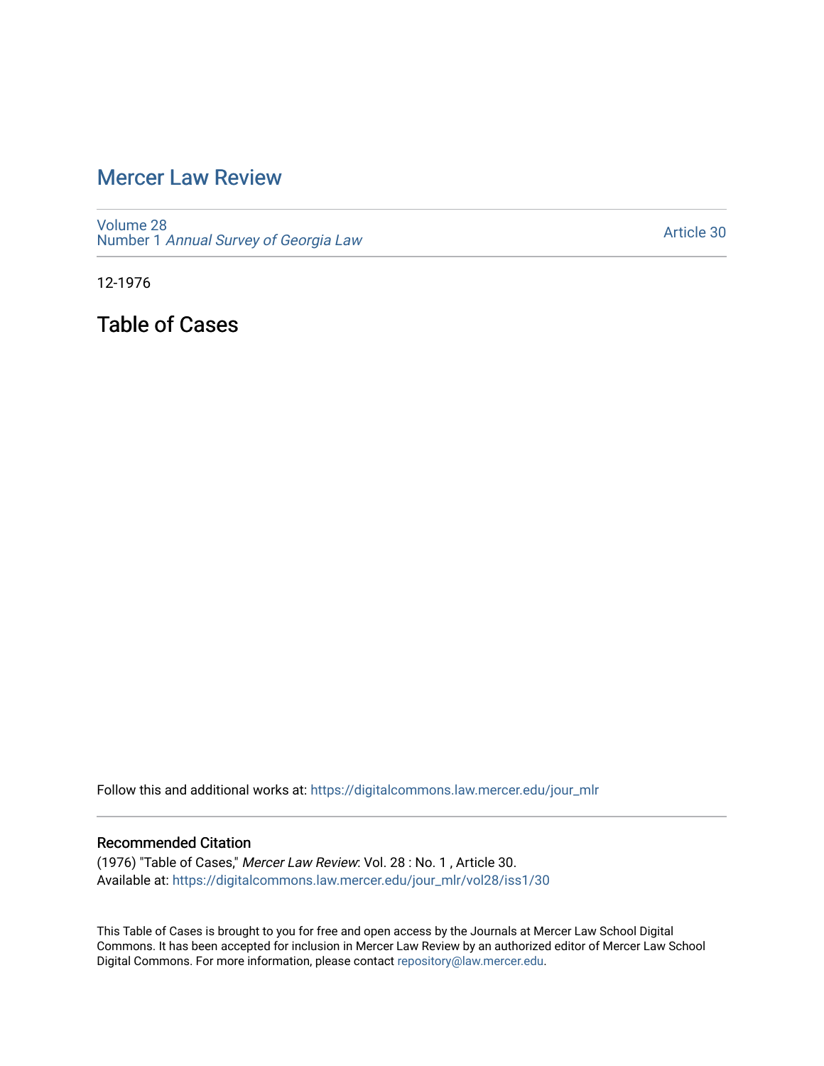# Mercer Law Review

Volume 28
Number 1 *Annual Survey of Georgia Law*

Article 30

12-1976

## Table of Cases

Follow this and additional works at: https://digitalcommons.law.mercer.edu/jour_mlr

### Recommended Citation

(1976) "Table of Cases," *Mercer Law Review*: Vol. 28 : No. 1 , Article 30.
Available at: https://digitalcommons.law.mercer.edu/jour_mlr/vol28/iss1/30

This Table of Cases is brought to you for free and open access by the Journals at Mercer Law School Digital Commons. It has been accepted for inclusion in Mercer Law Review by an authorized editor of Mercer Law School Digital Commons. For more information, please contact repository@law.mercer.edu.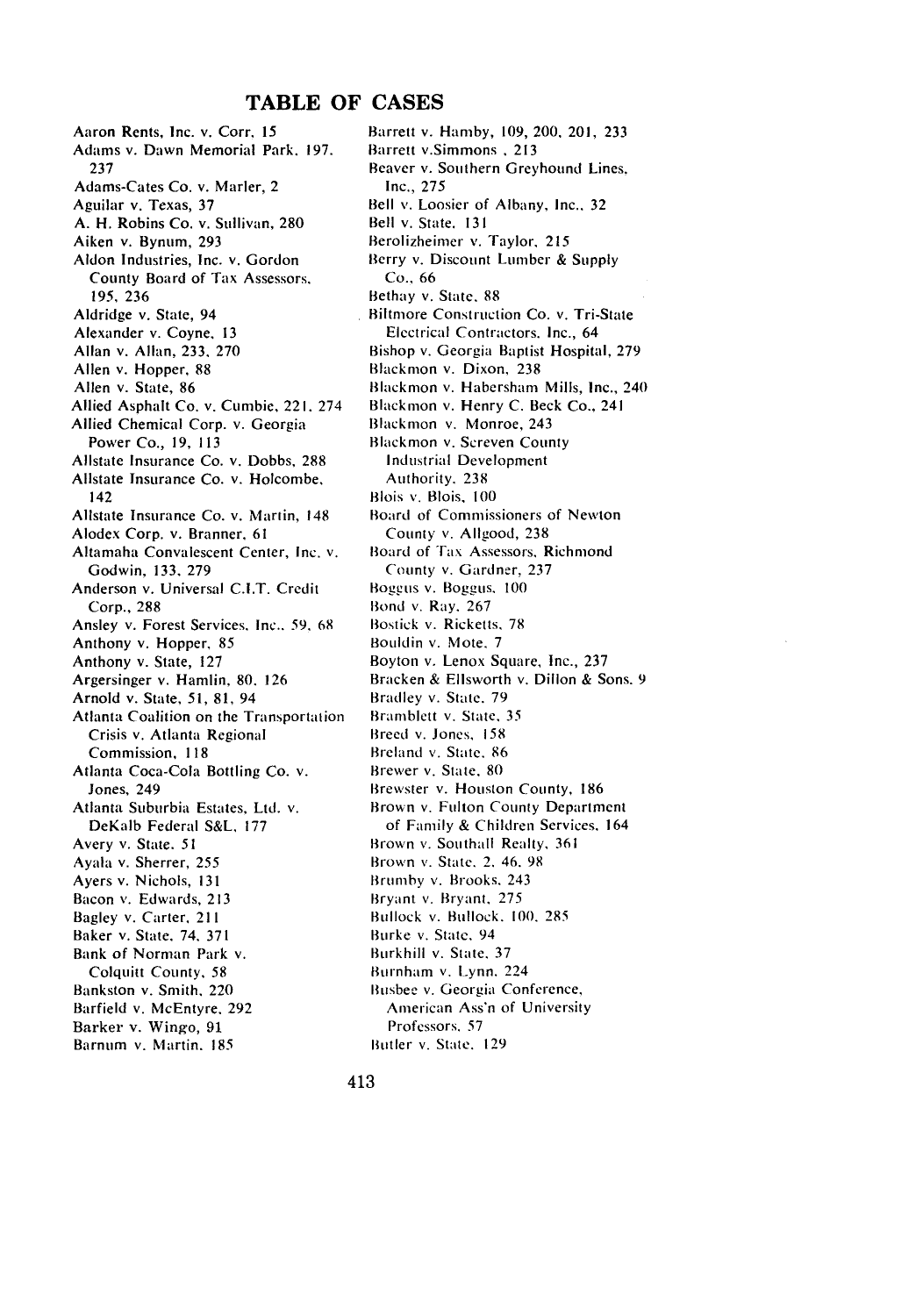# TABLE OF CASES

Aaron Rents, Inc. v. Corr, 15
Adams v. Dawn Memorial Park, 197, 237
Adams-Cates Co. v. Marler, 2
Aguilar v. Texas, 37
A. H. Robins Co. v. Sullivan, 280
Aiken v. Bynum, 293
Aldon Industries, Inc. v. Gordon County Board of Tax Assessors, 195, 236
Aldridge v. State, 94
Alexander v. Coyne, 13
Allan v. Allan, 233, 270
Allen v. Hopper, 88
Allen v. State, 86
Allied Asphalt Co. v. Cumbie, 221, 274
Allied Chemical Corp. v. Georgia Power Co., 19, 113
Allstate Insurance Co. v. Dobbs, 288
Allstate Insurance Co. v. Holcombe, 142
Allstate Insurance Co. v. Martin, 148
Alodex Corp. v. Branner, 61
Altamaha Convalescent Center, Inc. v. Godwin, 133, 279
Anderson v. Universal C.I.T. Credit Corp., 288
Ansley v. Forest Services, Inc., 59, 68
Anthony v. Hopper, 85
Anthony v. State, 127
Argersinger v. Hamlin, 80, 126
Arnold v. State, 51, 81, 94
Atlanta Coalition on the Transportation Crisis v. Atlanta Regional Commission, 118
Atlanta Coca-Cola Bottling Co. v. Jones, 249
Atlanta Suburbia Estates, Ltd. v. DeKalb Federal S&L, 177
Avery v. State, 51
Ayala v. Sherrer, 255
Ayers v. Nichols, 131
Bacon v. Edwards, 213
Bagley v. Carter, 211
Baker v. State, 74, 371
Bank of Norman Park v. Colquitt County, 58
Bankston v. Smith, 220
Barfield v. McEntyre, 292
Barker v. Wingo, 91
Barnum v. Martin, 185
Barrett v. Hamby, 109, 200, 201, 233
Barrett v.Simmons , 213
Beaver v. Southern Greyhound Lines, Inc., 275
Bell v. Loosier of Albany, Inc., 32
Bell v. State, 131
Berolizheimer v. Taylor, 215
Berry v. Discount Lumber & Supply Co., 66
Bethay v. State, 88
Biltmore Construction Co. v. Tri-State Electrical Contractors, Inc., 64
Bishop v. Georgia Baptist Hospital, 279
Blackmon v. Dixon, 238
Blackmon v. Habersham Mills, Inc., 240
Blackmon v. Henry C. Beck Co., 241
Blackmon v. Monroe, 243
Blackmon v. Screven County Industrial Development Authority, 238
Blois v. Blois, 100
Board of Commissioners of Newton County v. Allgood, 238
Board of Tax Assessors, Richmond County v. Gardner, 237
Boggus v. Boggus, 100
Bond v. Ray, 267
Bostick v. Ricketts, 78
Bouldin v. Mote, 7
Boyton v. Lenox Square, Inc., 237
Bracken & Ellsworth v. Dillon & Sons, 9
Bradley v. State, 79
Bramblett v. State, 35
Breed v. Jones, 158
Breland v. State, 86
Brewer v. State, 80
Brewster v. Houston County, 186
Brown v. Fulton County Department of Family & Children Services, 164
Brown v. Southall Realty, 361
Brown v. State, 2, 46, 98
Brumby v. Brooks, 243
Bryant v. Bryant, 275
Bullock v. Bullock, 100, 285
Burke v. State, 94
Burkhill v. State, 37
Burnham v. Lynn, 224
Busbee v. Georgia Conference, American Ass'n of University Professors, 57
Butler v. State, 129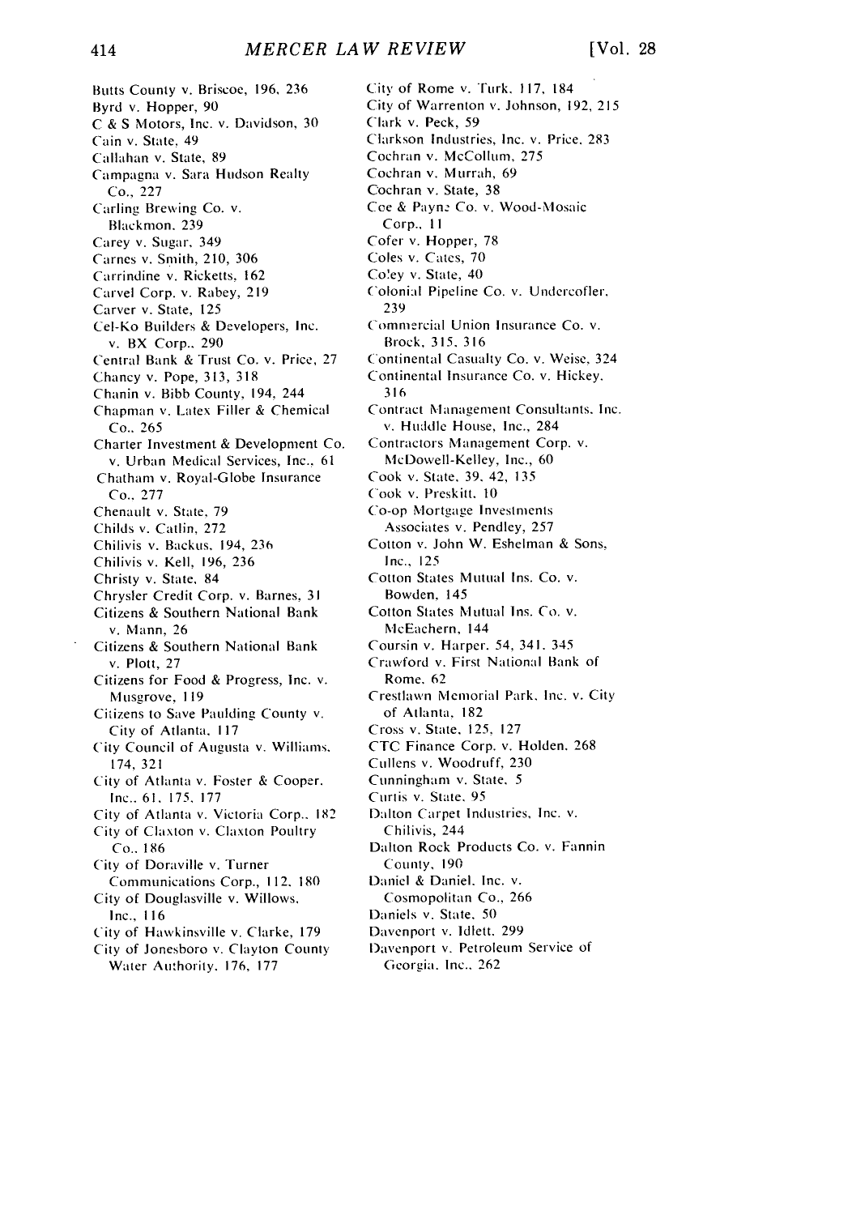Butts County v. Briscoe, 196, 236
Byrd v. Hopper, 90
C & S Motors, Inc. v. Davidson, 30
Cain v. State, 49
Callahan v. State, 89
Campagna v. Sara Hudson Realty Co., 227
Carling Brewing Co. v. Blackmon, 239
Carey v. Sugar, 349
Carnes v. Smith, 210, 306
Carrindine v. Ricketts, 162
Carvel Corp. v. Rabey, 219
Carver v. State, 125
Cel-Ko Builders & Developers, Inc. v. BX Corp., 290
Central Bank & Trust Co. v. Price, 27
Chancy v. Pope, 313, 318
Chanin v. Bibb County, 194, 244
Chapman v. Latex Filler & Chemical Co., 265
Charter Investment & Development Co. v. Urban Medical Services, Inc., 61
Chatham v. Royal-Globe Insurance Co., 277
Chenault v. State, 79
Childs v. Catlin, 272
Chilivis v. Backus, 194, 236
Chilivis v. Kell, 196, 236
Christy v. State, 84
Chrysler Credit Corp. v. Barnes, 31
Citizens & Southern National Bank v. Mann, 26
Citizens & Southern National Bank v. Plott, 27
Citizens for Food & Progress, Inc. v. Musgrove, 119
Citizens to Save Paulding County v. City of Atlanta, 117
City Council of Augusta v. Williams, 174, 321
City of Atlanta v. Foster & Cooper, Inc., 61, 175, 177
City of Atlanta v. Victoria Corp., 182
City of Claxton v. Claxton Poultry Co., 186
City of Doraville v. Turner Communications Corp., 112, 180
City of Douglasville v. Willows, Inc., 116
City of Hawkinsville v. Clarke, 179
City of Jonesboro v. Clayton County Water Authority, 176, 177
City of Rome v. Turk, 117, 184
City of Warrenton v. Johnson, 192, 215
Clark v. Peck, 59
Clarkson Industries, Inc. v. Price, 283
Cochran v. McCollum, 275
Cochran v. Murrah, 69
Cochran v. State, 38
Coe & Payne Co. v. Wood-Mosaic Corp., 11
Cofer v. Hopper, 78
Coles v. Cates, 70
Coley v. State, 40
Colonial Pipeline Co. v. Undercofler, 239
Commercial Union Insurance Co. v. Brock, 315, 316
Continental Casualty Co. v. Weise, 324
Continental Insurance Co. v. Hickey, 316
Contract Management Consultants, Inc. v. Huddle House, Inc., 284
Contractors Management Corp. v. McDowell-Kelley, Inc., 60
Cook v. State, 39, 42, 135
Cook v. Preskitt, 10
Co-op Mortgage Investments Associates v. Pendley, 257
Cotton v. John W. Eshelman & Sons, Inc., 125
Cotton States Mutual Ins. Co. v. Bowden, 145
Cotton States Mutual Ins. Co. v. McEachern, 144
Coursin v. Harper, 54, 341, 345
Crawford v. First National Bank of Rome, 62
Crestlawn Memorial Park, Inc. v. City of Atlanta, 182
Cross v. State, 125, 127
CTC Finance Corp. v. Holden, 268
Cullens v. Woodruff, 230
Cunningham v. State, 5
Curtis v. State, 95
Dalton Carpet Industries, Inc. v. Chilivis, 244
Dalton Rock Products Co. v. Fannin County, 190
Daniel & Daniel, Inc. v. Cosmopolitan Co., 266
Daniels v. State, 50
Davenport v. Idlett, 299
Davenport v. Petroleum Service of Georgia, Inc., 262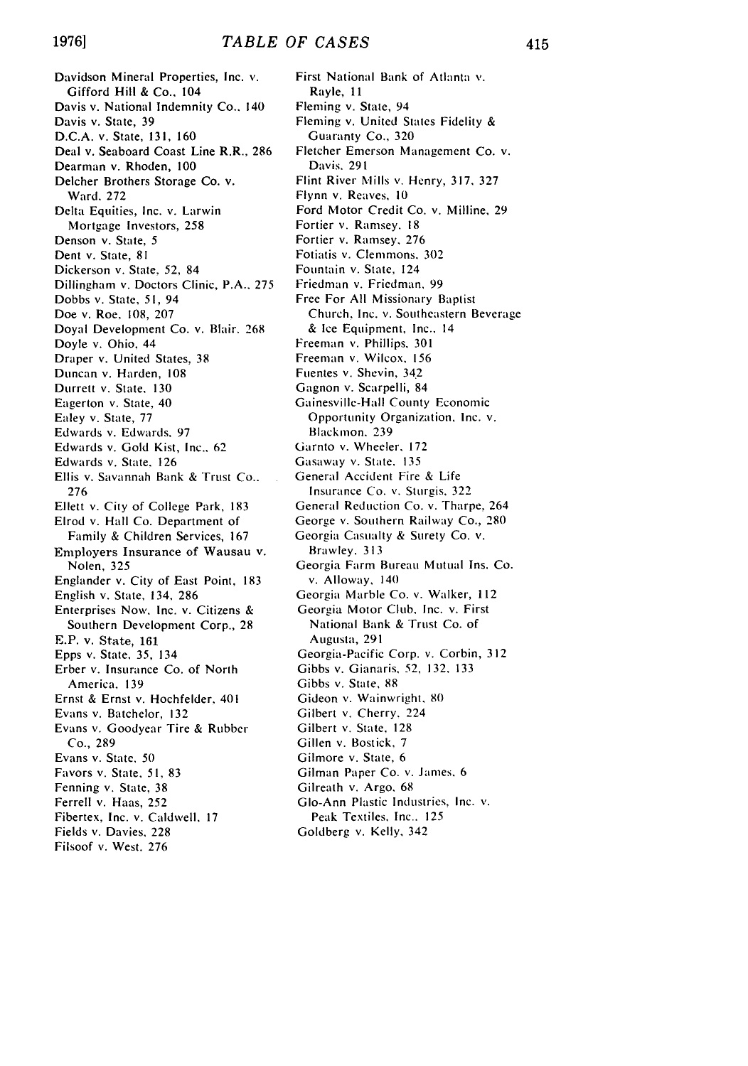Davidson Mineral Properties, Inc. v. Gifford Hill & Co., 104
Davis v. National Indemnity Co., 140
Davis v. State, 39
D.C.A. v. State, 131, 160
Deal v. Seaboard Coast Line R.R., 286
Dearman v. Rhoden, 100
Delcher Brothers Storage Co. v. Ward, 272
Delta Equities, Inc. v. Larwin Mortgage Investors, 258
Denson v. State, 5
Dent v. State, 81
Dickerson v. State, 52, 84
Dillingham v. Doctors Clinic, P.A., 275
Dobbs v. State, 51, 94
Doe v. Roe, 108, 207
Doyal Development Co. v. Blair, 268
Doyle v. Ohio, 44
Draper v. United States, 38
Duncan v. Harden, 108
Durrett v. State, 130
Eagerton v. State, 40
Ealey v. State, 77
Edwards v. Edwards, 97
Edwards v. Gold Kist, Inc., 62
Edwards v. State, 126
Ellis v. Savannah Bank & Trust Co., 276
Ellett v. City of College Park, 183
Elrod v. Hall Co. Department of Family & Children Services, 167
Employers Insurance of Wausau v. Nolen, 325
Englander v. City of East Point, 183
English v. State, 134, 286
Enterprises Now, Inc. v. Citizens & Southern Development Corp., 28
E.P. v. State, 161
Epps v. State, 35, 134
Erber v. Insurance Co. of North America, 139
Ernst & Ernst v. Hochfelder, 401
Evans v. Batchelor, 132
Evans v. Goodyear Tire & Rubber Co., 289
Evans v. State, 50
Favors v. State, 51, 83
Fenning v. State, 38
Ferrell v. Haas, 252
Fibertex, Inc. v. Caldwell, 17
Fields v. Davies, 228
Filsoof v. West, 276
First National Bank of Atlanta v. Rayle, 11
Fleming v. State, 94
Fleming v. United States Fidelity & Guaranty Co., 320
Fletcher Emerson Management Co. v. Davis, 291
Flint River Mills v. Henry, 317, 327
Flynn v. Reaves, 10
Ford Motor Credit Co. v. Milline, 29
Fortier v. Ramsey, 18
Fortier v. Ramsey, 276
Fotiatis v. Clemmons, 302
Fountain v. State, 124
Friedman v. Friedman, 99
Free For All Missionary Baptist Church, Inc. v. Southeastern Beverage & Ice Equipment, Inc., 14
Freeman v. Phillips, 301
Freeman v. Wilcox, 156
Fuentes v. Shevin, 342
Gagnon v. Scarpelli, 84
Gainesville-Hall County Economic Opportunity Organization, Inc. v. Blackmon, 239
Garnto v. Wheeler, 172
Gasaway v. State, 135
General Accident Fire & Life Insurance Co. v. Sturgis, 322
General Reduction Co. v. Tharpe, 264
George v. Southern Railway Co., 280
Georgia Casualty & Surety Co. v. Brawley, 313
Georgia Farm Bureau Mutual Ins. Co. v. Alloway, 140
Georgia Marble Co. v. Walker, 112
Georgia Motor Club, Inc. v. First National Bank & Trust Co. of Augusta, 291
Georgia-Pacific Corp. v. Corbin, 312
Gibbs v. Gianaris, 52, 132, 133
Gibbs v. State, 88
Gideon v. Wainwright, 80
Gilbert v. Cherry, 224
Gilbert v. State, 128
Gillen v. Bostick, 7
Gilmore v. State, 6
Gilman Paper Co. v. James, 6
Gilreath v. Argo, 68
Glo-Ann Plastic Industries, Inc. v. Peak Textiles, Inc., 125
Goldberg v. Kelly, 342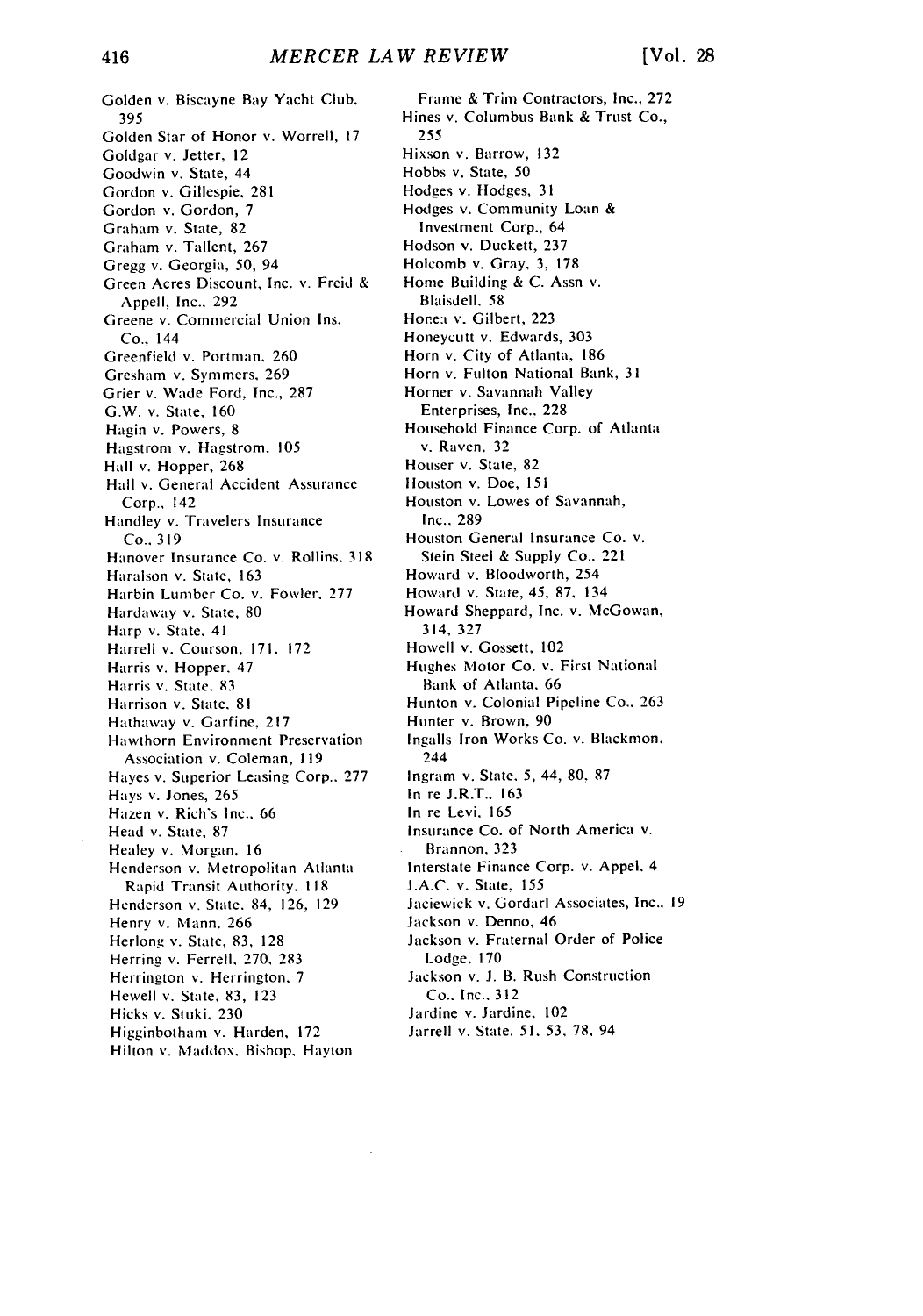Golden v. Biscayne Bay Yacht Club, 395
Golden Star of Honor v. Worrell, 17
Goldgar v. Jetter, 12
Goodwin v. State, 44
Gordon v. Gillespie, 281
Gordon v. Gordon, 7
Graham v. State, 82
Graham v. Tallent, 267
Gregg v. Georgia, 50, 94
Green Acres Discount, Inc. v. Freid & Appell, Inc., 292
Greene v. Commercial Union Ins. Co., 144
Greenfield v. Portman, 260
Gresham v. Symmers, 269
Grier v. Wade Ford, Inc., 287
G.W. v. State, 160
Hagin v. Powers, 8
Hagstrom v. Hagstrom, 105
Hall v. Hopper, 268
Hall v. General Accident Assurance Corp., 142
Handley v. Travelers Insurance Co., 319
Hanover Insurance Co. v. Rollins, 318
Haralson v. State, 163
Harbin Lumber Co. v. Fowler, 277
Hardaway v. State, 80
Harp v. State, 41
Harrell v. Courson, 171, 172
Harris v. Hopper, 47
Harris v. State, 83
Harrison v. State, 81
Hathaway v. Garfine, 217
Hawthorn Environment Preservation Association v. Coleman, 119
Hayes v. Superior Leasing Corp., 277
Hays v. Jones, 265
Hazen v. Rich's Inc., 66
Head v. State, 87
Healey v. Morgan, 16
Henderson v. Metropolitan Atlanta Rapid Transit Authority, 118
Henderson v. State, 84, 126, 129
Henry v. Mann, 266
Herlong v. State, 83, 128
Herring v. Ferrell, 270, 283
Herrington v. Herrington, 7
Hewell v. State, 83, 123
Hicks v. Stuki, 230
Higginbotham v. Harden, 172
Hilton v. Maddox, Bishop, Hayton Frame & Trim Contractors, Inc., 272
Hines v. Columbus Bank & Trust Co., 255
Hixson v. Barrow, 132
Hobbs v. State, 50
Hodges v. Hodges, 31
Hodges v. Community Loan & Investment Corp., 64
Hodson v. Duckett, 237
Holcomb v. Gray, 3, 178
Home Building & C. Assn v. Blaisdell, 58
Honea v. Gilbert, 223
Honeycutt v. Edwards, 303
Horn v. City of Atlanta, 186
Horn v. Fulton National Bank, 31
Horner v. Savannah Valley Enterprises, Inc., 228
Household Finance Corp. of Atlanta v. Raven, 32
Houser v. State, 82
Houston v. Doe, 151
Houston v. Lowes of Savannah, Inc., 289
Houston General Insurance Co. v. Stein Steel & Supply Co., 221
Howard v. Bloodworth, 254
Howard v. State, 45, 87, 134
Howard Sheppard, Inc. v. McGowan, 314, 327
Howell v. Gossett, 102
Hughes Motor Co. v. First National Bank of Atlanta, 66
Hunton v. Colonial Pipeline Co., 263
Hunter v. Brown, 90
Ingalls Iron Works Co. v. Blackmon, 244
Ingram v. State, 5, 44, 80, 87
In re J.R.T., 163
In re Levi, 165
Insurance Co. of North America v. Brannon, 323
Interstate Finance Corp. v. Appel, 4
J.A.C. v. State, 155
Jaciewick v. Gordarl Associates, Inc., 19
Jackson v. Denno, 46
Jackson v. Fraternal Order of Police Lodge, 170
Jackson v. J. B. Rush Construction Co., Inc., 312
Jardine v. Jardine, 102
Jarrell v. State, 51, 53, 78, 94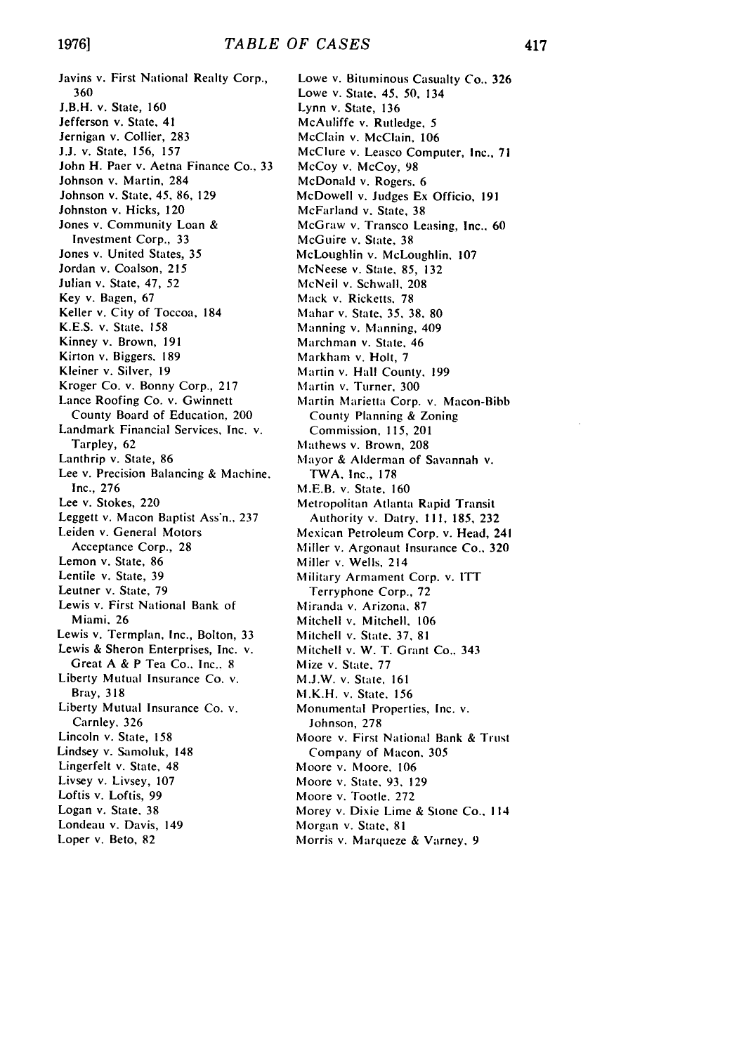Javins v. First National Realty Corp., 360
J.B.H. v. State, 160
Jefferson v. State, 41
Jernigan v. Collier, 283
J.J. v. State, 156, 157
John H. Paer v. Aetna Finance Co., 33
Johnson v. Martin, 284
Johnson v. State, 45, 86, 129
Johnston v. Hicks, 120
Jones v. Community Loan & Investment Corp., 33
Jones v. United States, 35
Jordan v. Coalson, 215
Julian v. State, 47, 52
Key v. Bagen, 67
Keller v. City of Toccoa, 184
K.E.S. v. State, 158
Kinney v. Brown, 191
Kirton v. Biggers, 189
Kleiner v. Silver, 19
Kroger Co. v. Bonny Corp., 217
Lance Roofing Co. v. Gwinnett County Board of Education, 200
Landmark Financial Services, Inc. v. Tarpley, 62
Lanthrip v. State, 86
Lee v. Precision Balancing & Machine, Inc., 276
Lee v. Stokes, 220
Leggett v. Macon Baptist Ass'n., 237
Leiden v. General Motors Acceptance Corp., 28
Lemon v. State, 86
Lentile v. State, 39
Leutner v. State, 79
Lewis v. First National Bank of Miami, 26
Lewis v. Termplan, Inc., Bolton, 33
Lewis & Sheron Enterprises, Inc. v. Great A & P Tea Co., Inc., 8
Liberty Mutual Insurance Co. v. Bray, 318
Liberty Mutual Insurance Co. v. Carnley, 326
Lincoln v. State, 158
Lindsey v. Samoluk, 148
Lingerfelt v. State, 48
Livsey v. Livsey, 107
Loftis v. Loftis, 99
Logan v. State, 38
Londeau v. Davis, 149
Loper v. Beto, 82
Lowe v. Bituminous Casualty Co., 326
Lowe v. State, 45, 50, 134
Lynn v. State, 136
McAuliffe v. Rutledge, 5
McClain v. McClain, 106
McClure v. Leasco Computer, Inc., 71
McCoy v. McCoy, 98
McDonald v. Rogers, 6
McDowell v. Judges Ex Officio, 191
McFarland v. State, 38
McGraw v. Transco Leasing, Inc., 60
McGuire v. State, 38
McLoughlin v. McLoughlin, 107
McNeese v. State, 85, 132
McNeil v. Schwall, 208
Mack v. Ricketts, 78
Mahar v. State, 35, 38, 80
Manning v. Manning, 409
Marchman v. State, 46
Markham v. Holt, 7
Martin v. Hall County, 199
Martin v. Turner, 300
Martin Marietta Corp. v. Macon-Bibb County Planning & Zoning Commission, 115, 201
Mathews v. Brown, 208
Mayor & Alderman of Savannah v. TWA, Inc., 178
M.E.B. v. State, 160
Metropolitan Atlanta Rapid Transit Authority v. Datry, 111, 185, 232
Mexican Petroleum Corp. v. Head, 241
Miller v. Argonaut Insurance Co., 320
Miller v. Wells, 214
Military Armament Corp. v. ITT Terryphone Corp., 72
Miranda v. Arizona, 87
Mitchell v. Mitchell, 106
Mitchell v. State, 37, 81
Mitchell v. W. T. Grant Co., 343
Mize v. State, 77
M.J.W. v. State, 161
M.K.H. v. State, 156
Monumental Properties, Inc. v. Johnson, 278
Moore v. First National Bank & Trust Company of Macon, 305
Moore v. Moore, 106
Moore v. State, 93, 129
Moore v. Tootle, 272
Morey v. Dixie Lime & Stone Co., 114
Morgan v. State, 81
Morris v. Marqueze & Varney, 9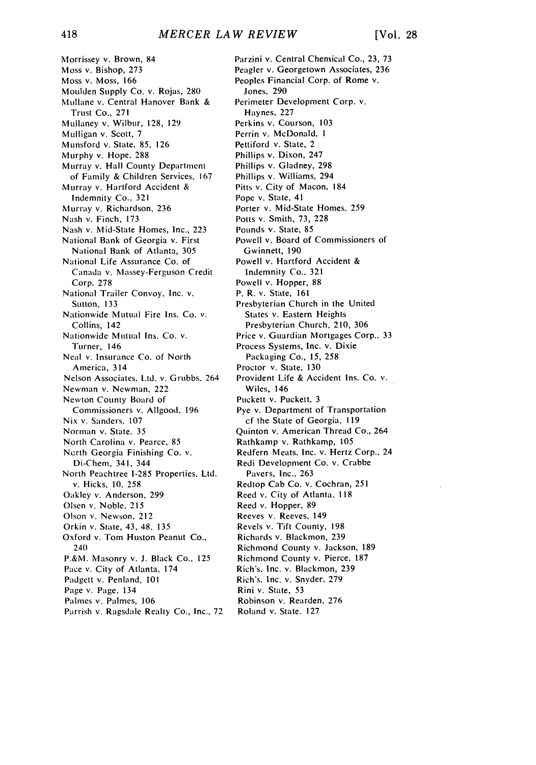Morrissey v. Brown, 84
Moss v. Bishop, 273
Moss v. Moss, 166
Moulden Supply Co. v. Rojas, 280
Mullane v. Central Hanover Bank & Trust Co., 271
Mullaney v. Wilbur, 128, 129
Mulligan v. Scott, 7
Munsford v. State, 85, 126
Murphy v. Hope, 288
Murray v. Hall County Department of Family & Children Services, 167
Murray v. Hartford Accident & Indemnity Co., 321
Murray v. Richardson, 236
Nash v. Finch, 173
Nash v. Mid-State Homes, Inc., 223
National Bank of Georgia v. First National Bank of Atlanta, 305
National Life Assurance Co. of Canada v. Massey-Ferguson Credit Corp. 278
National Trailer Convoy, Inc. v. Sutton, 133
Nationwide Mutual Fire Ins. Co. v. Collins, 142
Nationwide Mutual Ins. Co. v. Turner, 146
Neal v. Insurance Co. of North America, 314
Nelson Associates, Ltd. v. Grubbs, 264
Newman v. Newman, 222
Newton County Board of Commissioners v. Allgood, 196
Nix v. Sanders, 107
Norman v. State, 35
North Carolina v. Pearce, 85
North Georgia Finishing Co. v. Di-Chem, 341, 344
North Peachtree I-285 Properties, Ltd. v. Hicks, 10, 258
Oakley v. Anderson, 299
Olsen v. Noble, 215
Olson v. Newson, 212
Orkin v. State, 43, 48, 135
Oxford v. Tom Huston Peanut Co., 240
P.&M. Masonry v. J. Black Co., 125
Pace v. City of Atlanta, 174
Padgett v. Penland, 101
Page v. Page, 134
Palmes v. Palmes, 106
Parrish v. Ragsdale Realty Co., Inc., 72
Parzini v. Central Chemical Co., 23, 73
Peagler v. Georgetown Associates, 236
Peoples Financial Corp. of Rome v. Jones, 290
Perimeter Development Corp. v. Haynes, 227
Perkins v. Courson, 103
Perrin v. McDonald, 1
Pettiford v. State, 2
Phillips v. Dixon, 247
Phillips v. Gladney, 298
Phillips v. Williams, 294
Pitts v. City of Macon, 184
Pope v. State, 41
Porter v. Mid-State Homes, 259
Potts v. Smith, 73, 228
Pounds v. State, 85
Powell v. Board of Commissioners of Gwinnett, 190
Powell v. Hartford Accident & Indemnity Co., 321
Powell v. Hopper, 88
P. R. v. State, 161
Presbyterian Church in the United States v. Eastern Heights Presbyterian Church, 210, 306
Price v. Guardian Mortgages Corp., 33
Process Systems, Inc. v. Dixie Packaging Co., 15, 258
Proctor v. State, 130
Provident Life & Accident Ins. Co. v. Wiles, 146
Puckett v. Puckett, 3
Pye v. Department of Transportation of the State of Georgia, 119
Quinton v. American Thread Co., 264
Rathkamp v. Rathkamp, 105
Redfern Meats, Inc. v. Hertz Corp., 24
Redi Development Co. v. Crabbe Pavers, Inc., 263
Redtop Cab Co. v. Cochran, 251
Reed v. City of Atlanta, 118
Reed v. Hopper, 89
Reeves v. Reeves, 149
Revels v. Tift County, 198
Richards v. Blackmon, 239
Richmond County v. Jackson, 189
Richmond County v. Pierce, 187
Rich's, Inc. v. Blackmon, 239
Rich's, Inc. v. Snyder, 279
Rini v. State, 53
Robinson v. Rearden, 276
Roland v. State, 127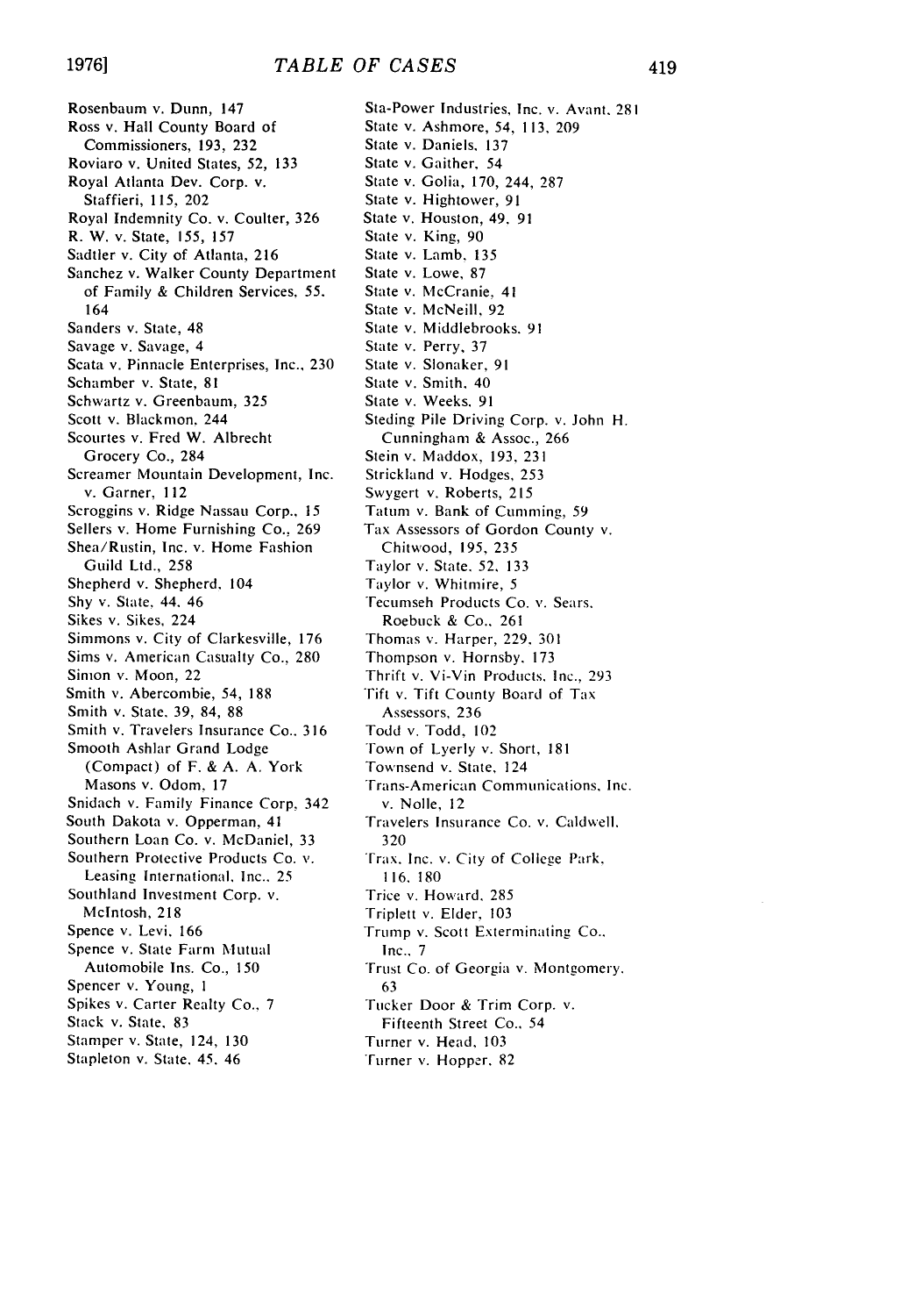Rosenbaum v. Dunn, 147
Ross v. Hall County Board of Commissioners, 193, 232
Roviaro v. United States, 52, 133
Royal Atlanta Dev. Corp. v. Staffieri, 115, 202
Royal Indemnity Co. v. Coulter, 326
R. W. v. State, 155, 157
Sadtler v. City of Atlanta, 216
Sanchez v. Walker County Department of Family & Children Services, 55, 164
Sanders v. State, 48
Savage v. Savage, 4
Scata v. Pinnacle Enterprises, Inc., 230
Schamber v. State, 81
Schwartz v. Greenbaum, 325
Scott v. Blackmon, 244
Scourtes v. Fred W. Albrecht Grocery Co., 284
Screamer Mountain Development, Inc. v. Garner, 112
Scroggins v. Ridge Nassau Corp., 15
Sellers v. Home Furnishing Co., 269
Shea/Rustin, Inc. v. Home Fashion Guild Ltd., 258
Shepherd v. Shepherd, 104
Shy v. State, 44, 46
Sikes v. Sikes, 224
Simmons v. City of Clarkesville, 176
Sims v. American Casualty Co., 280
Simon v. Moon, 22
Smith v. Abercombie, 54, 188
Smith v. State, 39, 84, 88
Smith v. Travelers Insurance Co., 316
Smooth Ashlar Grand Lodge (Compact) of F. & A. A. York Masons v. Odom, 17
Snidach v. Family Finance Corp, 342
South Dakota v. Opperman, 41
Southern Loan Co. v. McDaniel, 33
Southern Protective Products Co. v. Leasing International, Inc., 25
Southland Investment Corp. v. McIntosh, 218
Spence v. Levi, 166
Spence v. State Farm Mutual Automobile Ins. Co., 150
Spencer v. Young, 1
Spikes v. Carter Realty Co., 7
Stack v. State, 83
Stamper v. State, 124, 130
Stapleton v. State, 45, 46
Sta-Power Industries, Inc. v. Avant, 281
State v. Ashmore, 54, 113, 209
State v. Daniels, 137
State v. Gaither, 54
State v. Golia, 170, 244, 287
State v. Hightower, 91
State v. Houston, 49, 91
State v. King, 90
State v. Lamb, 135
State v. Lowe, 87
State v. McCranie, 41
State v. McNeill, 92
State v. Middlebrooks, 91
State v. Perry, 37
State v. Slonaker, 91
State v. Smith, 40
State v. Weeks, 91
Steding Pile Driving Corp. v. John H. Cunningham & Assoc., 266
Stein v. Maddox, 193, 231
Strickland v. Hodges, 253
Swygert v. Roberts, 215
Tatum v. Bank of Cumming, 59
Tax Assessors of Gordon County v. Chitwood, 195, 235
Taylor v. State, 52, 133
Taylor v. Whitmire, 5
Tecumseh Products Co. v. Sears, Roebuck & Co., 261
Thomas v. Harper, 229, 301
Thompson v. Hornsby, 173
Thrift v. Vi-Vin Products, Inc., 293
Tift v. Tift County Board of Tax Assessors, 236
Todd v. Todd, 102
Town of Lyerly v. Short, 181
Townsend v. State, 124
Trans-American Communications, Inc. v. Nolle, 12
Travelers Insurance Co. v. Caldwell, 320
Trax, Inc. v. City of College Park, 116, 180
Trice v. Howard, 285
Triplett v. Elder, 103
Trump v. Scott Exterminating Co., Inc., 7
Trust Co. of Georgia v. Montgomery, 63
Tucker Door & Trim Corp. v. Fifteenth Street Co., 54
Turner v. Head, 103
Turner v. Hopper, 82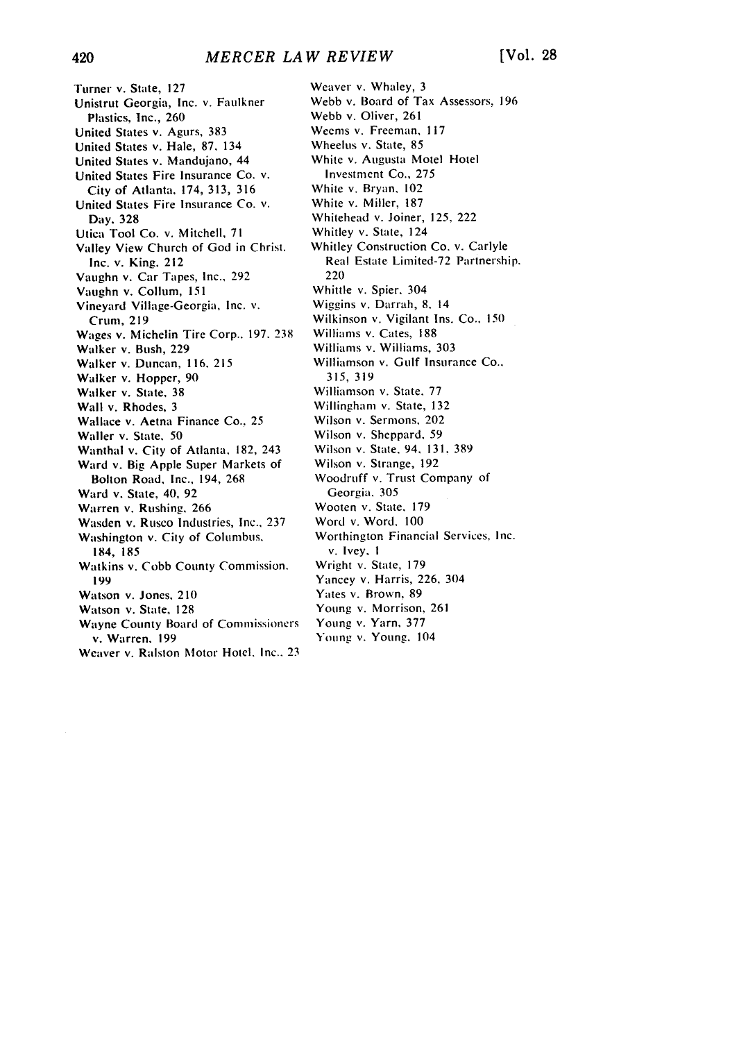Turner v. State, 127
Unistrut Georgia, Inc. v. Faulkner Plastics, Inc., 260
United States v. Agurs, 383
United States v. Hale, 87, 134
United States v. Mandujano, 44
United States Fire Insurance Co. v. City of Atlanta, 174, 313, 316
United States Fire Insurance Co. v. Day, 328
Utica Tool Co. v. Mitchell, 71
Valley View Church of God in Christ, Inc. v. King, 212
Vaughn v. Car Tapes, Inc., 292
Vaughn v. Collum, 151
Vineyard Village-Georgia, Inc. v. Crum, 219
Wages v. Michelin Tire Corp., 197, 238
Walker v. Bush, 229
Walker v. Duncan, 116, 215
Walker v. Hopper, 90
Walker v. State, 38
Wall v. Rhodes, 3
Wallace v. Aetna Finance Co., 25
Waller v. State, 50
Wanthal v. City of Atlanta, 182, 243
Ward v. Big Apple Super Markets of Bolton Road, Inc., 194, 268
Ward v. State, 40, 92
Warren v. Rushing, 266
Wasden v. Rusco Industries, Inc., 237
Washington v. City of Columbus, 184, 185
Watkins v. Cobb County Commission, 199
Watson v. Jones, 210
Watson v. State, 128
Wayne County Board of Commissioners v. Warren, 199
Weaver v. Ralston Motor Hotel, Inc., 23
Weaver v. Whaley, 3
Webb v. Board of Tax Assessors, 196
Webb v. Oliver, 261
Weems v. Freeman, 117
Wheelus v. State, 85
White v. Augusta Motel Hotel Investment Co., 275
White v. Bryan, 102
White v. Miller, 187
Whitehead v. Joiner, 125, 222
Whitley v. State, 124
Whitley Construction Co. v. Carlyle Real Estate Limited-72 Partnership, 220
Whittle v. Spier, 304
Wiggins v. Darrah, 8, 14
Wilkinson v. Vigilant Ins. Co., 150
Williams v. Cates, 188
Williams v. Williams, 303
Williamson v. Gulf Insurance Co., 315, 319
Williamson v. State, 77
Willingham v. State, 132
Wilson v. Sermons, 202
Wilson v. Sheppard, 59
Wilson v. State, 94, 131, 389
Wilson v. Strange, 192
Woodruff v. Trust Company of Georgia, 305
Wooten v. State, 179
Word v. Word, 100
Worthington Financial Services, Inc. v. Ivey, 1
Wright v. State, 179
Yancey v. Harris, 226, 304
Yates v. Brown, 89
Young v. Morrison, 261
Young v. Yarn, 377
Young v. Young, 104